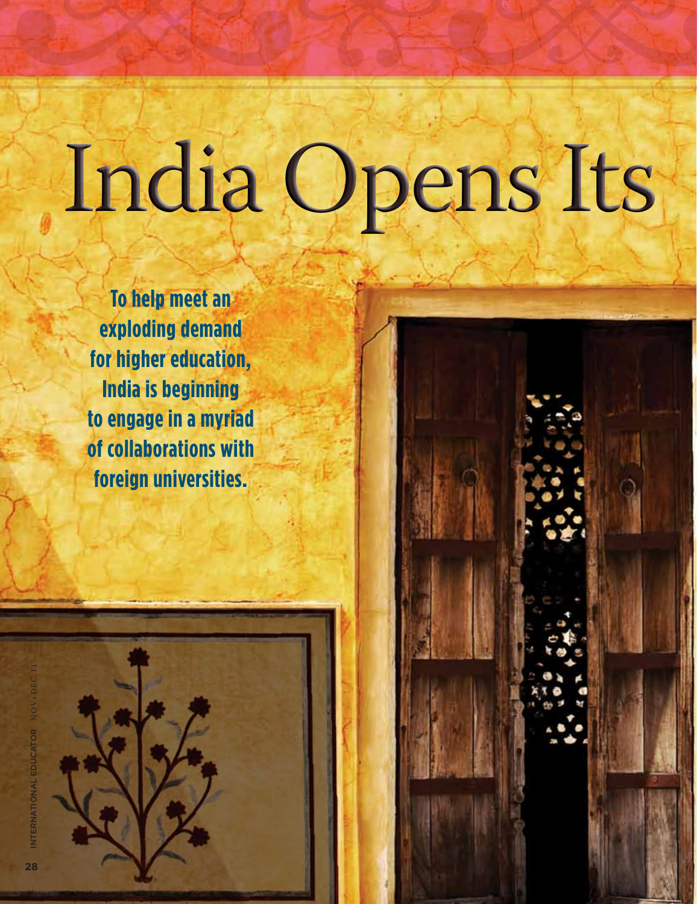# India Opens Its

**To help meet an exploding demand for higher education, India is beginning to engage in a myriad of collaborations with foreign universities.**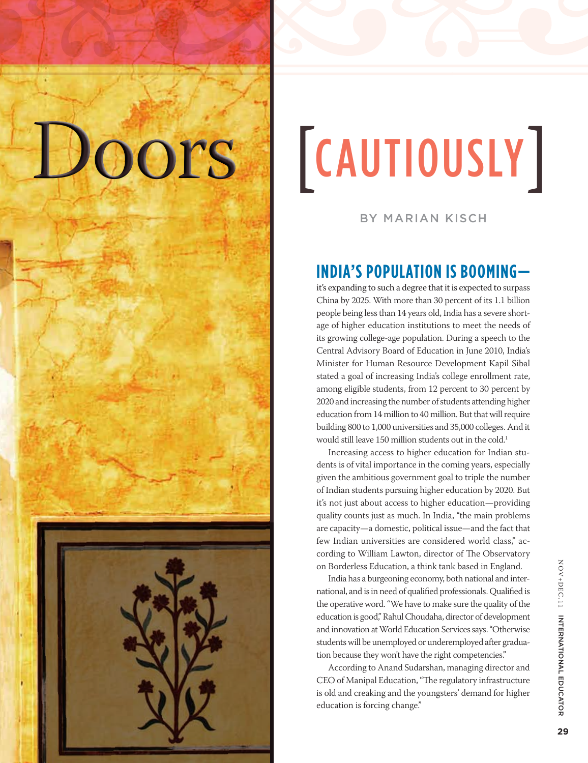# Doors [CAUTIOUSLY]

BY MARIAN KISCH

## INDIA'S POPULATION IS BOOMING—

it's expanding to such a degree that it is expected to surpass China by 2025. With more than 30 percent of its 1.1 billion people being less than 14 years old, India has a severe shortage of higher education institutions to meet the needs of its growing college-age population. During a speech to the Central Advisory Board of Education in June 2010, India's Minister for Human Resource Development Kapil Sibal stated a goal of increasing India's college enrollment rate, among eligible students, from 12 percent to 30 percent by 2020 and increasing the number of students attending higher education from 14 million to 40 million. But that will require building 800 to 1,000 universities and 35,000 colleges. And it would still leave 150 million students out in the cold.[1]

Increasing access to higher education for Indian students is of vital importance in the coming years, especially given the ambitious government goal to triple the number of Indian students pursuing higher education by 2020. But it's not just about access to higher education—providing quality counts just as much. In India, "the main problems are capacity—a domestic, political issue—and the fact that few Indian universities are considered world class," according to William Lawton, director of The Observatory on Borderless Education, a think tank based in England.

India has a burgeoning economy, both national and international, and is in need of qualified professionals. Qualified is the operative word. "We have to make sure the quality of the education is good," Rahul Choudaha, director of development and innovation at World Education Services says. "Otherwise students will be unemployed or underemployed after graduation because they won't have the right competencies."

According to Anand Sudarshan, managing director and CEO of Manipal Education, "The regulatory infrastructure is old and creaking and the youngsters' demand for higher education is forcing change."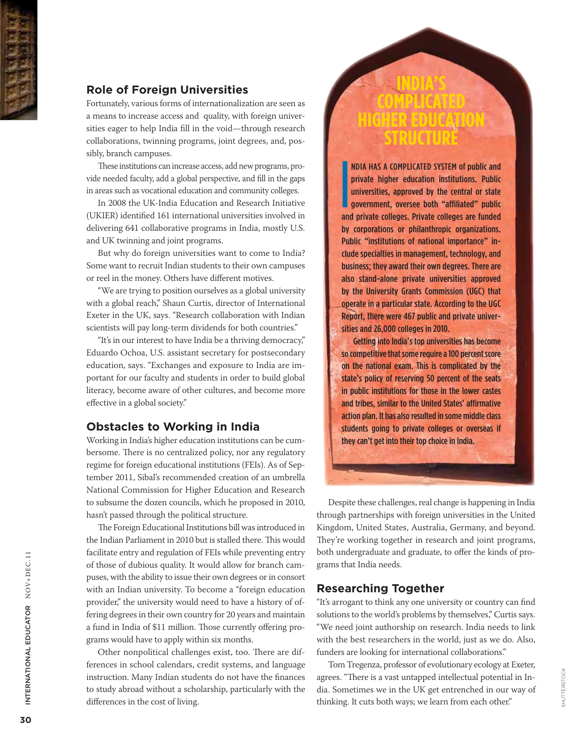## Role of Foreign Universities

Fortunately, various forms of internationalization are seen as a means to increase access and quality, with foreign universities eager to help India fill in the void—through research collaborations, twinning programs, joint degrees, and, possibly, branch campuses.

These institutions can increase access, add new programs, provide needed faculty, add a global perspective, and fill in the gaps in areas such as vocational education and community colleges.

In 2008 the UK-India Education and Research Initiative (UKIER) identified 161 international universities involved in delivering 641 collaborative programs in India, mostly U.S. and UK twinning and joint programs.

But why do foreign universities want to come to India? Some want to recruit Indian students to their own campuses or reel in the money. Others have different motives.

"We are trying to position ourselves as a global university with a global reach," Shaun Curtis, director of International Exeter in the UK, says. "Research collaboration with Indian scientists will pay long-term dividends for both countries."

"It's in our interest to have India be a thriving democracy," Eduardo Ochoa, U.S. assistant secretary for postsecondary education, says. "Exchanges and exposure to India are important for our faculty and students in order to build global literacy, become aware of other cultures, and become more effective in a global society."

## Obstacles to Working in India

Working in India's higher education institutions can be cumbersome. There is no centralized policy, nor any regulatory regime for foreign educational institutions (FEIs). As of September 2011, Sibal's recommended creation of an umbrella National Commission for Higher Education and Research to subsume the dozen councils, which he proposed in 2010, hasn't passed through the political structure.

The Foreign Educational Institutions bill was introduced in the Indian Parliament in 2010 but is stalled there. This would facilitate entry and regulation of FEIs while preventing entry of those of dubious quality. It would allow for branch campuses, with the ability to issue their own degrees or in consort with an Indian university. To become a "foreign education provider," the university would need to have a history of offering degrees in their own country for 20 years and maintain a fund in India of $11 million. Those currently offering programs would have to apply within six months.

Other nonpolitical challenges exist, too. There are differences in school calendars, credit systems, and language instruction. Many Indian students do not have the finances to study abroad without a scholarship, particularly with the differences in the cost of living.

## INDIA'S COMPLICATED HIGHER EDUCATION STRUCTURE

**INDIA HAS A COMPLICATED SYSTEM of public and private higher education institutions. Public universities, approved by the central or state government, oversee both "affiliated" public and private colleges. Private colleges are funded by corporations or philanthropic organizations. Public "institutions of national importance" include specialties in management, technology, and business; they award their own degrees. There are also stand-alone private universities approved by the University Grants Commission (UGC) that operate in a particular state. According to the UGC Report, there were 467 public and private universities and 26,000 colleges in 2010.**

**Getting into India's top universities has become so competitive that some require a 100 percent score on the national exam. This is complicated by the state's policy of reserving 50 percent of the seats in public institutions for those in the lower castes and tribes, similar to the United States' affirmative action plan. It has also resulted in some middle class students going to private colleges or overseas if they can't get into their top choice in India.**

Despite these challenges, real change is happening in India through partnerships with foreign universities in the United Kingdom, United States, Australia, Germany, and beyond. They're working together in research and joint programs, both undergraduate and graduate, to offer the kinds of programs that India needs.

## Researching Together

"It's arrogant to think any one university or country can find solutions to the world's problems by themselves," Curtis says. "We need joint authorship on research. India needs to link with the best researchers in the world, just as we do. Also, funders are looking for international collaborations."

Tom Tregenza, professor of evolutionary ecology at Exeter, agrees. "There is a vast untapped intellectual potential in India. Sometimes we in the UK get entrenched in our way of thinking. It cuts both ways; we learn from each other."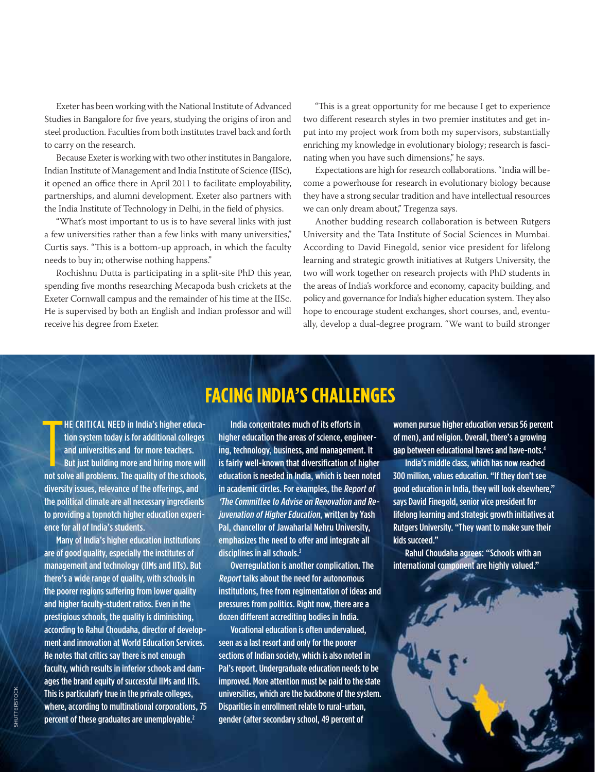Exeter has been working with the National Institute of Advanced Studies in Bangalore for five years, studying the origins of iron and steel production. Faculties from both institutes travel back and forth to carry on the research.

Because Exeter is working with two other institutes in Bangalore, Indian Institute of Management and India Institute of Science (IISc), it opened an office there in April 2011 to facilitate employability, partnerships, and alumni development. Exeter also partners with the India Institute of Technology in Delhi, in the field of physics.

"What's most important to us is to have several links with just a few universities rather than a few links with many universities," Curtis says. "This is a bottom-up approach, in which the faculty needs to buy in; otherwise nothing happens."

Rochishnu Dutta is participating in a split-site PhD this year, spending five months researching Mecapoda bush crickets at the Exeter Cornwall campus and the remainder of his time at the IISc. He is supervised by both an English and Indian professor and will receive his degree from Exeter.

"This is a great opportunity for me because I get to experience two different research styles in two premier institutes and get input into my project work from both my supervisors, substantially enriching my knowledge in evolutionary biology; research is fascinating when you have such dimensions," he says.

Expectations are high for research collaborations. "India will become a powerhouse for research in evolutionary biology because they have a strong secular tradition and have intellectual resources we can only dream about," Tregenza says.

Another budding research collaboration is between Rutgers University and the Tata Institute of Social Sciences in Mumbai. According to David Finegold, senior vice president for lifelong learning and strategic growth initiatives at Rutgers University, the two will work together on research projects with PhD students in the areas of India's workforce and economy, capacity building, and policy and governance for India's higher education system. They also hope to encourage student exchanges, short courses, and, eventually, develop a dual-degree program. "We want to build stronger

## FACING INDIA'S CHALLENGES

THE CRITICAL NEED in India's higher education system today is for additional colleges and universities and for more teachers. But just building more and hiring more will not solve all problems. The quality of the schools, diversity issues, relevance of the offerings, and the political climate are all necessary ingredients to providing a topnotch higher education experience for all of India's students.

Many of India's higher education institutions are of good quality, especially the institutes of management and technology (IIMs and IITs). But there's a wide range of quality, with schools in the poorer regions suffering from lower quality and higher faculty-student ratios. Even in the prestigious schools, the quality is diminishing, according to Rahul Choudaha, director of development and innovation at World Education Services. He notes that critics say there is not enough faculty, which results in inferior schools and damages the brand equity of successful IIMs and IITs. This is particularly true in the private colleges, where, according to multinational corporations, 75 percent of these graduates are unemployable.[2]

India concentrates much of its efforts in higher education the areas of science, engineering, technology, business, and management. It is fairly well-known that diversification of higher education is needed in India, which is been noted in academic circles. For examples, the *Report of 'The Committee to Advise on Renovation and Rejuvenation of Higher Education*, written by Yash Pal, chancellor of Jawaharlal Nehru University, emphasizes the need to offer and integrate all disciplines in all schools.[3]

Overregulation is another complication. The *Report* talks about the need for autonomous institutions, free from regimentation of ideas and pressures from politics. Right now, there are a dozen different accrediting bodies in India.

Vocational education is often undervalued, seen as a last resort and only for the poorer sections of Indian society, which is also noted in Pal's report. Undergraduate education needs to be improved. More attention must be paid to the state universities, which are the backbone of the system. Disparities in enrollment relate to rural-urban, gender (after secondary school, 49 percent of women pursue higher education versus 56 percent of men), and religion. Overall, there's a growing gap between educational haves and have-nots.[4]

India's middle class, which has now reached 300 million, values education. "If they don't see good education in India, they will look elsewhere," says David Finegold, senior vice president for lifelong learning and strategic growth initiatives at Rutgers University. "They want to make sure their kids succeed."

Rahul Choudaha agrees: "Schools with an international component are highly valued."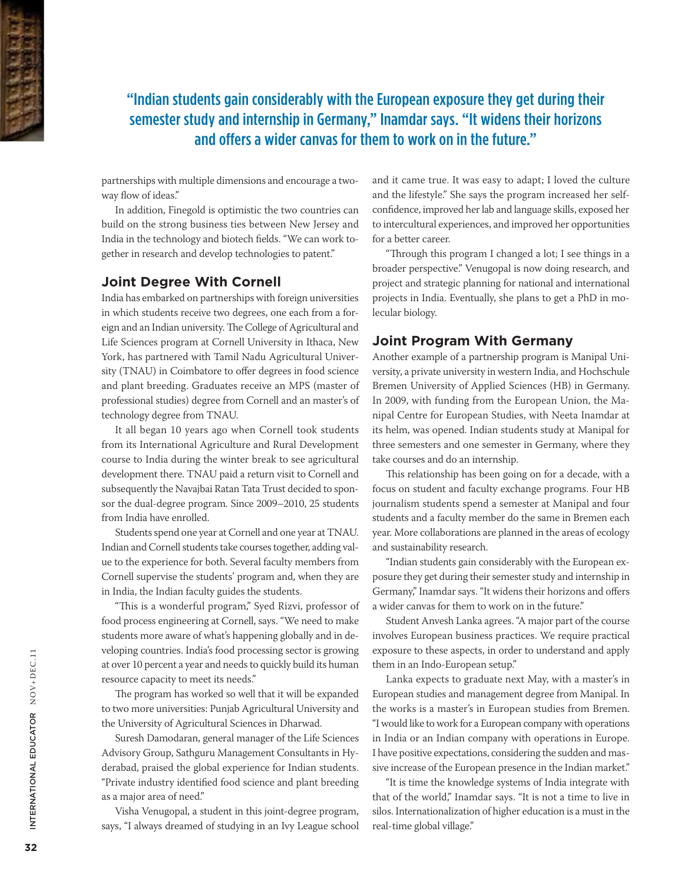> "Indian students gain considerably with the European exposure they get during their semester study and internship in Germany," Inamdar says. "It widens their horizons and offers a wider canvas for them to work on in the future."

partnerships with multiple dimensions and encourage a two-way flow of ideas."

In addition, Finegold is optimistic the two countries can build on the strong business ties between New Jersey and India in the technology and biotech fields. "We can work together in research and develop technologies to patent."

## Joint Degree With Cornell

India has embarked on partnerships with foreign universities in which students receive two degrees, one each from a foreign and an Indian university. The College of Agricultural and Life Sciences program at Cornell University in Ithaca, New York, has partnered with Tamil Nadu Agricultural University (TNAU) in Coimbatore to offer degrees in food science and plant breeding. Graduates receive an MPS (master of professional studies) degree from Cornell and an master's of technology degree from TNAU.

It all began 10 years ago when Cornell took students from its International Agriculture and Rural Development course to India during the winter break to see agricultural development there. TNAU paid a return visit to Cornell and subsequently the Navajbai Ratan Tata Trust decided to sponsor the dual-degree program. Since 2009–2010, 25 students from India have enrolled.

Students spend one year at Cornell and one year at TNAU. Indian and Cornell students take courses together, adding value to the experience for both. Several faculty members from Cornell supervise the students' program and, when they are in India, the Indian faculty guides the students.

"This is a wonderful program," Syed Rizvi, professor of food process engineering at Cornell, says. "We need to make students more aware of what's happening globally and in developing countries. India's food processing sector is growing at over 10 percent a year and needs to quickly build its human resource capacity to meet its needs."

The program has worked so well that it will be expanded to two more universities: Punjab Agricultural University and the University of Agricultural Sciences in Dharwad.

Suresh Damodaran, general manager of the Life Sciences Advisory Group, Sathguru Management Consultants in Hyderabad, praised the global experience for Indian students. "Private industry identified food science and plant breeding as a major area of need."

Visha Venugopal, a student in this joint-degree program, says, "I always dreamed of studying in an Ivy League school and it came true. It was easy to adapt; I loved the culture and the lifestyle." She says the program increased her self-confidence, improved her lab and language skills, exposed her to intercultural experiences, and improved her opportunities for a better career.

"Through this program I changed a lot; I see things in a broader perspective." Venugopal is now doing research, and project and strategic planning for national and international projects in India. Eventually, she plans to get a PhD in molecular biology.

## Joint Program With Germany

Another example of a partnership program is Manipal University, a private university in western India, and Hochschule Bremen University of Applied Sciences (HB) in Germany. In 2009, with funding from the European Union, the Manipal Centre for European Studies, with Neeta Inamdar at its helm, was opened. Indian students study at Manipal for three semesters and one semester in Germany, where they take courses and do an internship.

This relationship has been going on for a decade, with a focus on student and faculty exchange programs. Four HB journalism students spend a semester at Manipal and four students and a faculty member do the same in Bremen each year. More collaborations are planned in the areas of ecology and sustainability research.

"Indian students gain considerably with the European exposure they get during their semester study and internship in Germany," Inamdar says. "It widens their horizons and offers a wider canvas for them to work on in the future."

Student Anvesh Lanka agrees. "A major part of the course involves European business practices. We require practical exposure to these aspects, in order to understand and apply them in an Indo-European setup."

Lanka expects to graduate next May, with a master's in European studies and management degree from Manipal. In the works is a master's in European studies from Bremen. "I would like to work for a European company with operations in India or an Indian company with operations in Europe. I have positive expectations, considering the sudden and massive increase of the European presence in the Indian market."

"It is time the knowledge systems of India integrate with that of the world," Inamdar says. "It is not a time to live in silos. Internationalization of higher education is a must in the real-time global village."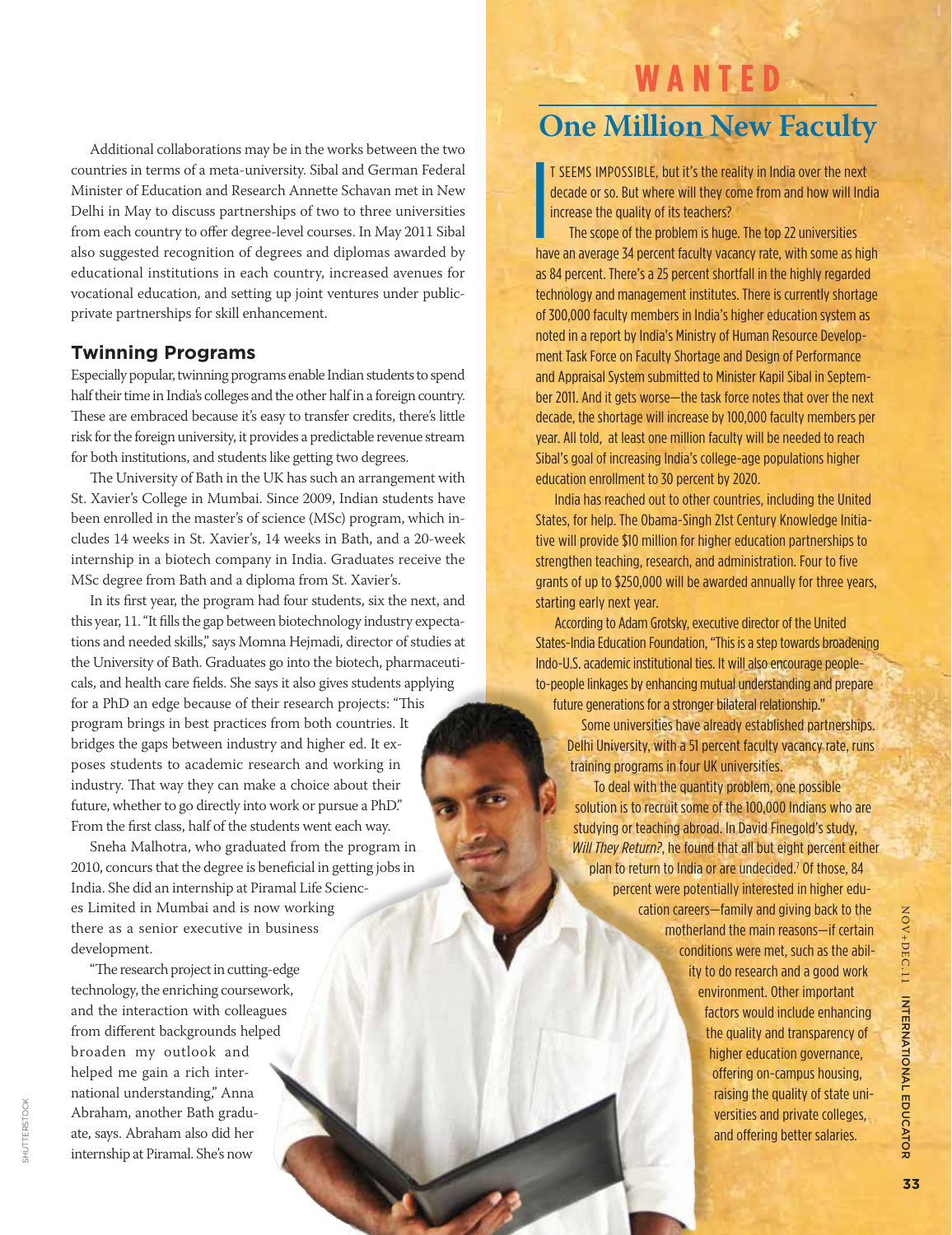Additional collaborations may be in the works between the two countries in terms of a meta-university. Sibal and German Federal Minister of Education and Research Annette Schavan met in New Delhi in May to discuss partnerships of two to three universities from each country to offer degree-level courses. In May 2011 Sibal also suggested recognition of degrees and diplomas awarded by educational institutions in each country, increased avenues for vocational education, and setting up joint ventures under public-private partnerships for skill enhancement.

### Twinning Programs

Especially popular, twinning programs enable Indian students to spend half their time in India's colleges and the other half in a foreign country. These are embraced because it's easy to transfer credits, there's little risk for the foreign university, it provides a predictable revenue stream for both institutions, and students like getting two degrees.

The University of Bath in the UK has such an arrangement with St. Xavier's College in Mumbai. Since 2009, Indian students have been enrolled in the master's of science (MSc) program, which includes 14 weeks in St. Xavier's, 14 weeks in Bath, and a 20-week internship in a biotech company in India. Graduates receive the MSc degree from Bath and a diploma from St. Xavier's.

In its first year, the program had four students, six the next, and this year, 11. "It fills the gap between biotechnology industry expectations and needed skills," says Momna Hejmadi, director of studies at the University of Bath. Graduates go into the biotech, pharmaceuticals, and health care fields. She says it also gives students applying for a PhD an edge because of their research projects: "This program brings in best practices from both countries. It bridges the gaps between industry and higher ed. It exposes students to academic research and working in industry. That way they can make a choice about their future, whether to go directly into work or pursue a PhD." From the first class, half of the students went each way.

Sneha Malhotra, who graduated from the program in 2010, concurs that the degree is beneficial in getting jobs in India. She did an internship at Piramal Life Sciences Limited in Mumbai and is now working there as a senior executive in business development.

"The research project in cutting-edge technology, the enriching coursework, and the interaction with colleagues from different backgrounds helped broaden my outlook and helped me gain a rich international understanding," Anna Abraham, another Bath graduate, says. Abraham also did her internship at Piramal. She's now

## WANTED

## One Million New Faculty

IT SEEMS IMPOSSIBLE, but it's the reality in India over the next decade or so. But where will they come from and how will India increase the quality of its teachers?

The scope of the problem is huge. The top 22 universities have an average 34 percent faculty vacancy rate, with some as high as 84 percent. There's a 25 percent shortfall in the highly regarded technology and management institutes. There is currently shortage of 300,000 faculty members in India's higher education system as noted in a report by India's Ministry of Human Resource Development Task Force on Faculty Shortage and Design of Performance and Appraisal System submitted to Minister Kapil Sibal in September 2011. And it gets worse—the task force notes that over the next decade, the shortage will increase by 100,000 faculty members per year. All told, at least one million faculty will be needed to reach Sibal's goal of increasing India's college-age populations higher education enrollment to 30 percent by 2020.

India has reached out to other countries, including the United States, for help. The Obama-Singh 21st Century Knowledge Initiative will provide $10 million for higher education partnerships to strengthen teaching, research, and administration. Four to five grants of up to $250,000 will be awarded annually for three years, starting early next year.

According to Adam Grotsky, executive director of the United States-India Education Foundation, "This is a step towards broadening Indo-U.S. academic institutional ties. It will also encourage people-to-people linkages by enhancing mutual understanding and prepare future generations for a stronger bilateral relationship."

Some universities have already established partnerships. Delhi University, with a 51 percent faculty vacancy rate, runs training programs in four UK universities.

To deal with the quantity problem, one possible solution is to recruit some of the 100,000 Indians who are studying or teaching abroad. In David Finegold's study, *Will They Return?*, he found that all but eight percent either plan to return to India or are undecided.[7] Of those, 84 percent were potentially interested in higher education careers—family and giving back to the motherland the main reasons—if certain conditions were met, such as the ability to do research and a good work environment. Other important factors would include enhancing the quality and transparency of higher education governance, offering on-campus housing, raising the quality of state universities and private colleges, and offering better salaries.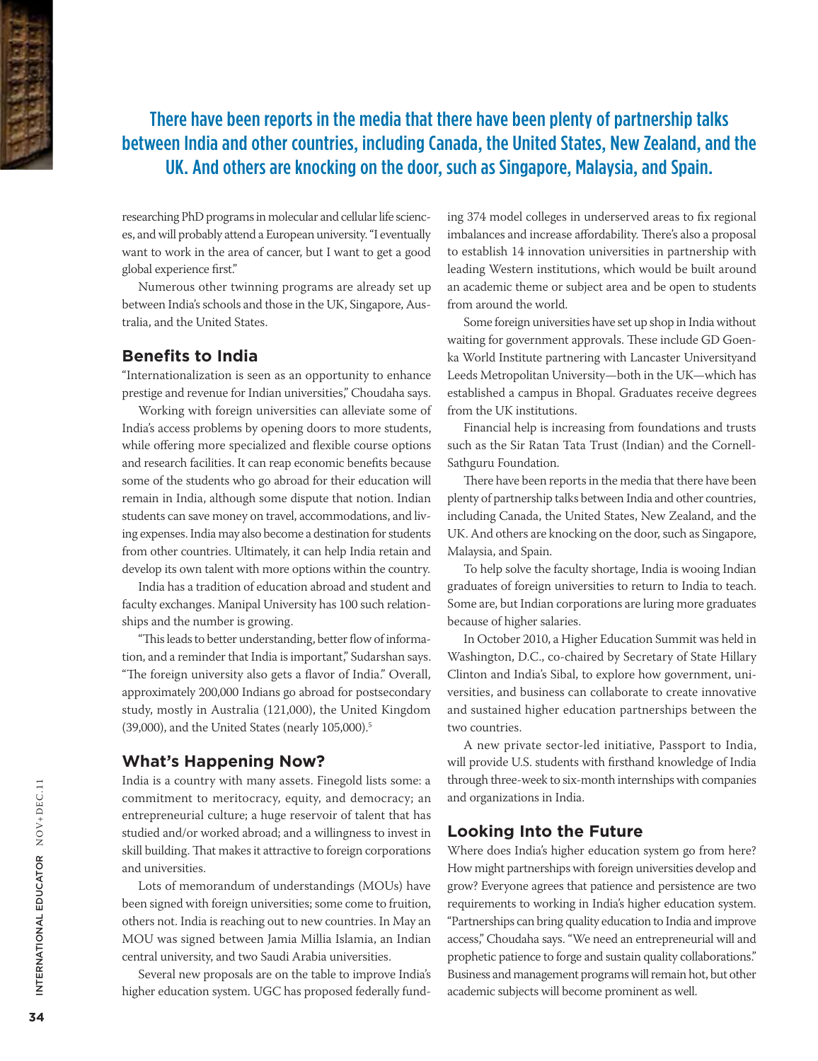There have been reports in the media that there have been plenty of partnership talks between India and other countries, including Canada, the United States, New Zealand, and the UK. And others are knocking on the door, such as Singapore, Malaysia, and Spain.

researching PhD programs in molecular and cellular life sciences, and will probably attend a European university. "I eventually want to work in the area of cancer, but I want to get a good global experience first."

Numerous other twinning programs are already set up between India's schools and those in the UK, Singapore, Australia, and the United States.

## Benefits to India

"Internationalization is seen as an opportunity to enhance prestige and revenue for Indian universities," Choudaha says.

Working with foreign universities can alleviate some of India's access problems by opening doors to more students, while offering more specialized and flexible course options and research facilities. It can reap economic benefits because some of the students who go abroad for their education will remain in India, although some dispute that notion. Indian students can save money on travel, accommodations, and living expenses. India may also become a destination for students from other countries. Ultimately, it can help India retain and develop its own talent with more options within the country.

India has a tradition of education abroad and student and faculty exchanges. Manipal University has 100 such relationships and the number is growing.

"This leads to better understanding, better flow of information, and a reminder that India is important," Sudarshan says. "The foreign university also gets a flavor of India." Overall, approximately 200,000 Indians go abroad for postsecondary study, mostly in Australia (121,000), the United Kingdom (39,000), and the United States (nearly 105,000).[5]

## What's Happening Now?

India is a country with many assets. Finegold lists some: a commitment to meritocracy, equity, and democracy; an entrepreneurial culture; a huge reservoir of talent that has studied and/or worked abroad; and a willingness to invest in skill building. That makes it attractive to foreign corporations and universities.

Lots of memorandum of understandings (MOUs) have been signed with foreign universities; some come to fruition, others not. India is reaching out to new countries. In May an MOU was signed between Jamia Millia Islamia, an Indian central university, and two Saudi Arabia universities.

Several new proposals are on the table to improve India's higher education system. UGC has proposed federally funding 374 model colleges in underserved areas to fix regional imbalances and increase affordability. There's also a proposal to establish 14 innovation universities in partnership with leading Western institutions, which would be built around an academic theme or subject area and be open to students from around the world.

Some foreign universities have set up shop in India without waiting for government approvals. These include GD Goenka World Institute partnering with Lancaster Universityand Leeds Metropolitan University—both in the UK—which has established a campus in Bhopal. Graduates receive degrees from the UK institutions.

Financial help is increasing from foundations and trusts such as the Sir Ratan Tata Trust (Indian) and the Cornell-Sathguru Foundation.

There have been reports in the media that there have been plenty of partnership talks between India and other countries, including Canada, the United States, New Zealand, and the UK. And others are knocking on the door, such as Singapore, Malaysia, and Spain.

To help solve the faculty shortage, India is wooing Indian graduates of foreign universities to return to India to teach. Some are, but Indian corporations are luring more graduates because of higher salaries.

In October 2010, a Higher Education Summit was held in Washington, D.C., co-chaired by Secretary of State Hillary Clinton and India's Sibal, to explore how government, universities, and business can collaborate to create innovative and sustained higher education partnerships between the two countries.

A new private sector-led initiative, Passport to India, will provide U.S. students with firsthand knowledge of India through three-week to six-month internships with companies and organizations in India.

## Looking Into the Future

Where does India's higher education system go from here? How might partnerships with foreign universities develop and grow? Everyone agrees that patience and persistence are two requirements to working in India's higher education system. "Partnerships can bring quality education to India and improve access," Choudaha says. "We need an entrepreneurial will and prophetic patience to forge and sustain quality collaborations." Business and management programs will remain hot, but other academic subjects will become prominent as well.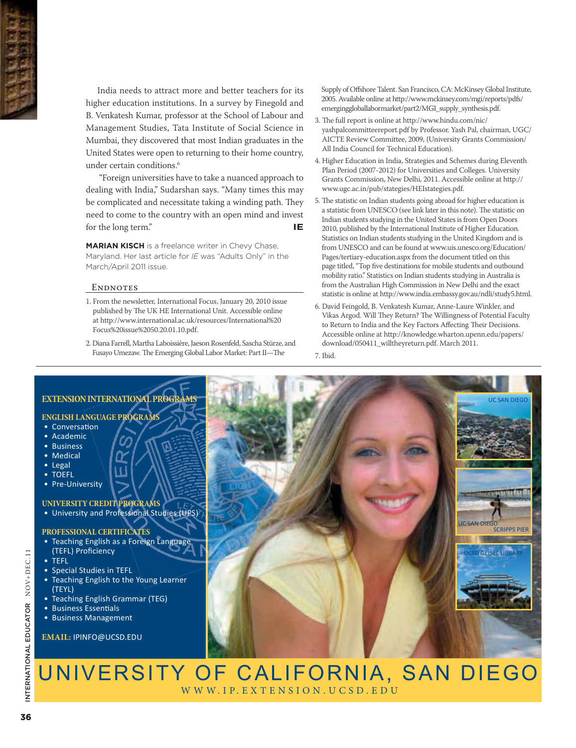India needs to attract more and better teachers for its higher education institutions. In a survey by Finegold and B. Venkatesh Kumar, professor at the School of Labour and Management Studies, Tata Institute of Social Science in Mumbai, they discovered that most Indian graduates in the United States were open to returning to their home country, under certain conditions.[6]

"Foreign universities have to take a nuanced approach to dealing with India," Sudarshan says. "Many times this may be complicated and necessitate taking a winding path. They need to come to the country with an open mind and invest for the long term." **IE**

**MARIAN KISCH** is a freelance writer in Chevy Chase, Maryland. Her last article for *IE* was "Adults Only" in the March/April 2011 issue.

## Endnotes

1. From the newsletter, International Focus, January 20, 2010 issue published by The UK HE International Unit. Accessible online at http://www.international.ac.uk/resources/International%20Focus%20issue%2050.20.01.10.pdf.
2. Diana Farrell, Martha Laboissière, Jaeson Rosenfeld, Sascha Stürze, and Fusayo Umezaw. The Emerging Global Labor Market: Part II—The Supply of Offshore Talent. San Francisco, CA: McKinsey Global Institute, 2005. Available online at http://www.mckinsey.com/mgi/reports/pdfs/emerginggloballabormarket/part2/MGI_supply_synthesis.pdf.
3. The full report is online at http://www.hindu.com/nic/yashpalcommitteereport.pdf by Professor. Yash Pal, chairman, UGC/AICTE Review Committee, 2009, (University Grants Commission/All India Council for Technical Education).
4. Higher Education in India, Strategies and Schemes during Eleventh Plan Period (2007-2012) for Universities and Colleges. University Grants Commission, New Delhi, 2011. Accessible online at http://www.ugc.ac.in/pub/stategies/HEIstategies.pdf.
5. The statistic on Indian students going abroad for higher education is a statistic from UNESCO (see link later in this note). The statistic on Indian students studying in the United States is from Open Doors 2010, published by the International Institute of Higher Education. Statistics on Indian students studying in the United Kingdom and is from UNESCO and can be found at www.uis.unesco.org/Education/Pages/tertiary-education.aspx from the document titled on this page titled, "Top five destinations for mobile students and outbound mobility ratio." Statistics on Indian students studying in Australia is from the Australian High Commission in New Delhi and the exact statistic is online at http://www.india.embassy.gov.au/ndli/study5.html.
6. David Feingold, B. Venkatesh Kumar, Anne-Laure Winkler, and Vikas Argod. Will They Return? The Willingness of Potential Faculty to Return to India and the Key Factors Affecting Their Decisions. Accessible online at http://knowledge.wharton.upenn.edu/papers/download/050411_willtheyreturn.pdf. March 2011.
7. Ibid.

---

**EXTENSION INTERNATIONAL PROGRAMS**

**ENGLISH LANGUAGE PROGRAMS**
- Conversation
- Academic
- Business
- Medical
- Legal
- TOEFL
- Pre-University

**UNIVERSITY CREDIT PROGRAMS**
- University and Professional Studies (UPS)

**PROFESSIONAL CERTIFICATES**
- Teaching English as a Foreign Language (TEFL) Proficiency
- TEFL
- Special Studies in TEFL
- Teaching English to the Young Learner (TEYL)
- Teaching English Grammar (TEG)
- Business Essentials
- Business Management

**EMAIL:** IPINFO@UCSD.EDU

UC SAN DIEGO

UC SAN DIEGO SCRIPPS PIER

UCSD GEISEL LIBRARY

UNIVERSITY OF CALIFORNIA, SAN DIEGO

WWW.IP.EXTENSION.UCSD.EDU